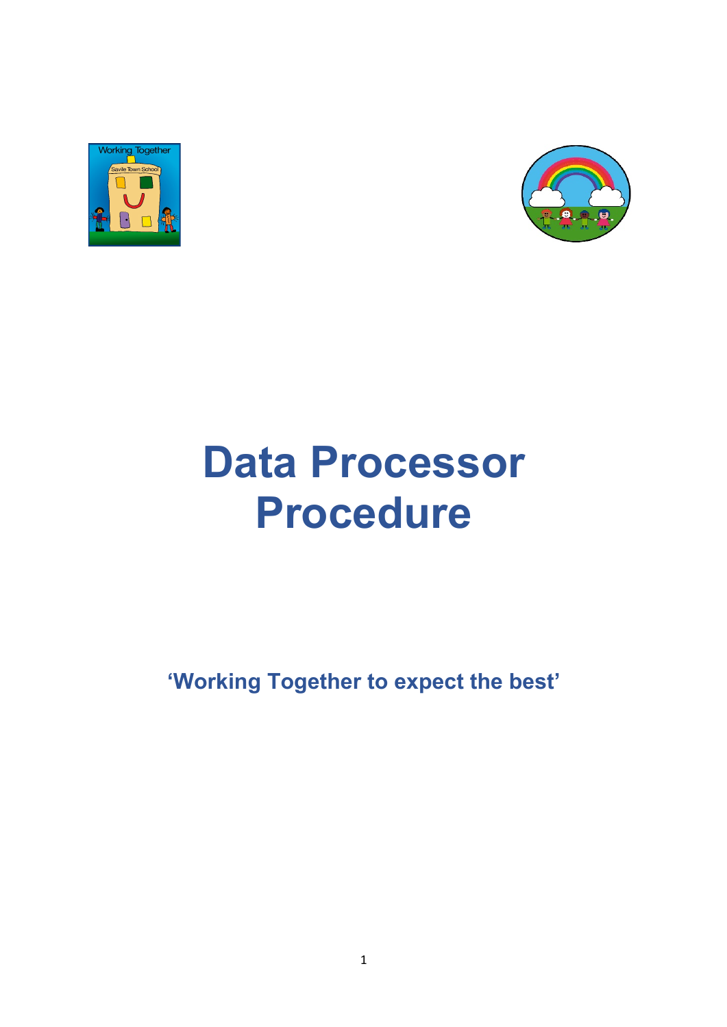# Data Processor Procedure

**'Working Together to expect the best'**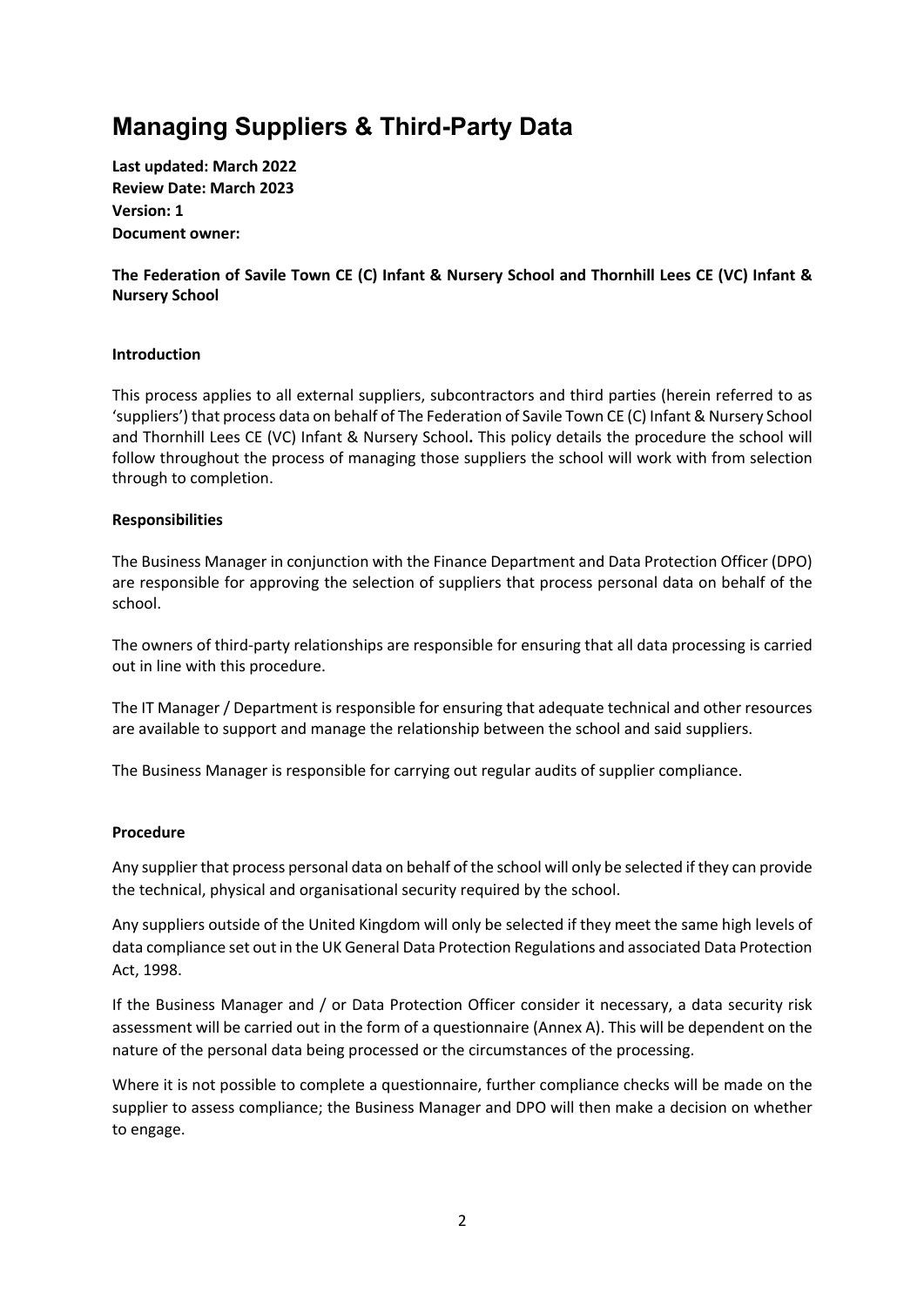# Managing Suppliers & Third-Party Data

**Last updated: March 2022**
**Review Date: March 2023**
**Version: 1**
**Document owner:**

**The Federation of Savile Town CE (C) Infant & Nursery School and Thornhill Lees CE (VC) Infant & Nursery School**

**Introduction**

This process applies to all external suppliers, subcontractors and third parties (herein referred to as 'suppliers') that process data on behalf of The Federation of Savile Town CE (C) Infant & Nursery School and Thornhill Lees CE (VC) Infant & Nursery School**.** This policy details the procedure the school will follow throughout the process of managing those suppliers the school will work with from selection through to completion.

**Responsibilities**

The Business Manager in conjunction with the Finance Department and Data Protection Officer (DPO) are responsible for approving the selection of suppliers that process personal data on behalf of the school.

The owners of third-party relationships are responsible for ensuring that all data processing is carried out in line with this procedure.

The IT Manager / Department is responsible for ensuring that adequate technical and other resources are available to support and manage the relationship between the school and said suppliers.

The Business Manager is responsible for carrying out regular audits of supplier compliance.

**Procedure**

Any supplier that process personal data on behalf of the school will only be selected if they can provide the technical, physical and organisational security required by the school.

Any suppliers outside of the United Kingdom will only be selected if they meet the same high levels of data compliance set out in the UK General Data Protection Regulations and associated Data Protection Act, 1998.

If the Business Manager and / or Data Protection Officer consider it necessary, a data security risk assessment will be carried out in the form of a questionnaire (Annex A). This will be dependent on the nature of the personal data being processed or the circumstances of the processing.

Where it is not possible to complete a questionnaire, further compliance checks will be made on the supplier to assess compliance; the Business Manager and DPO will then make a decision on whether to engage.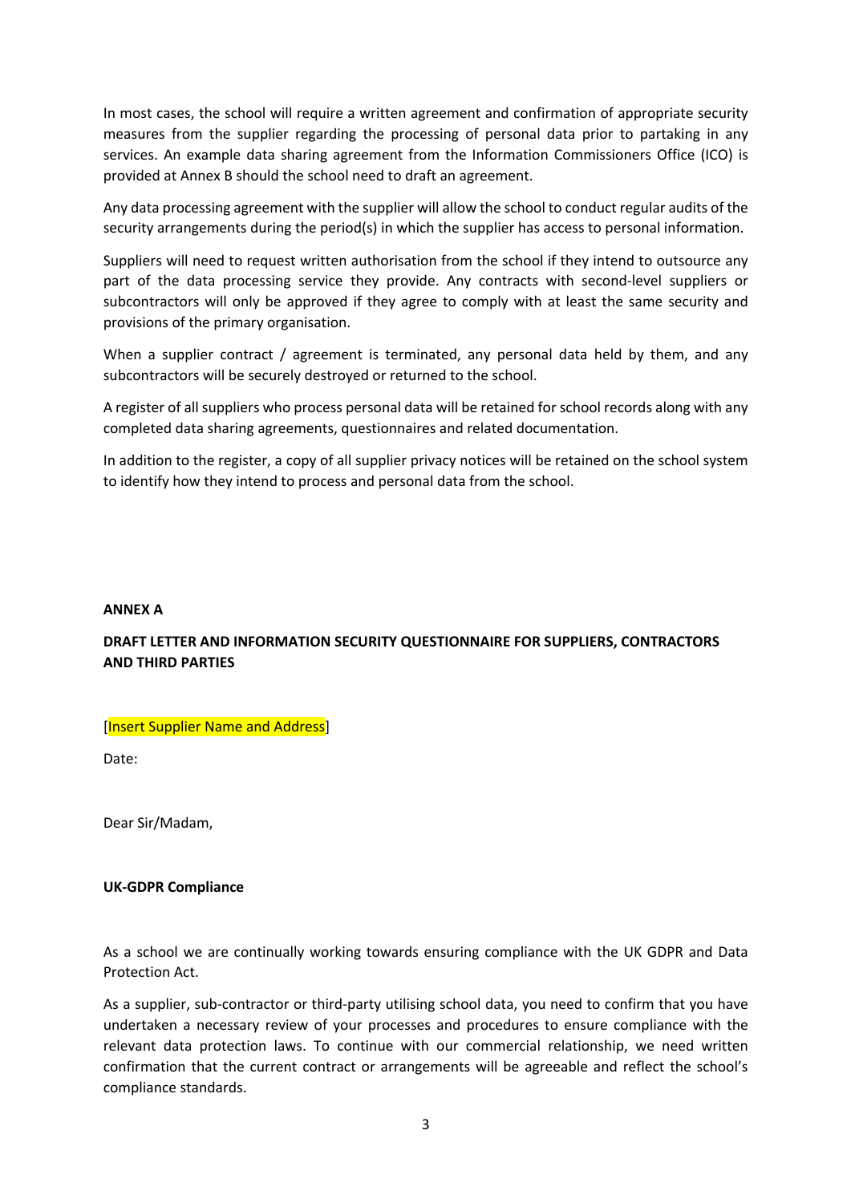In most cases, the school will require a written agreement and confirmation of appropriate security measures from the supplier regarding the processing of personal data prior to partaking in any services. An example data sharing agreement from the Information Commissioners Office (ICO) is provided at Annex B should the school need to draft an agreement.

Any data processing agreement with the supplier will allow the school to conduct regular audits of the security arrangements during the period(s) in which the supplier has access to personal information.

Suppliers will need to request written authorisation from the school if they intend to outsource any part of the data processing service they provide. Any contracts with second-level suppliers or subcontractors will only be approved if they agree to comply with at least the same security and provisions of the primary organisation.

When a supplier contract / agreement is terminated, any personal data held by them, and any subcontractors will be securely destroyed or returned to the school.

A register of all suppliers who process personal data will be retained for school records along with any completed data sharing agreements, questionnaires and related documentation.

In addition to the register, a copy of all supplier privacy notices will be retained on the school system to identify how they intend to process and personal data from the school.

**ANNEX A**

**DRAFT LETTER AND INFORMATION SECURITY QUESTIONNAIRE FOR SUPPLIERS, CONTRACTORS AND THIRD PARTIES**

[Insert Supplier Name and Address]

Date:

Dear Sir/Madam,

**UK-GDPR Compliance**

As a school we are continually working towards ensuring compliance with the UK GDPR and Data Protection Act.

As a supplier, sub-contractor or third-party utilising school data, you need to confirm that you have undertaken a necessary review of your processes and procedures to ensure compliance with the relevant data protection laws. To continue with our commercial relationship, we need written confirmation that the current contract or arrangements will be agreeable and reflect the school's compliance standards.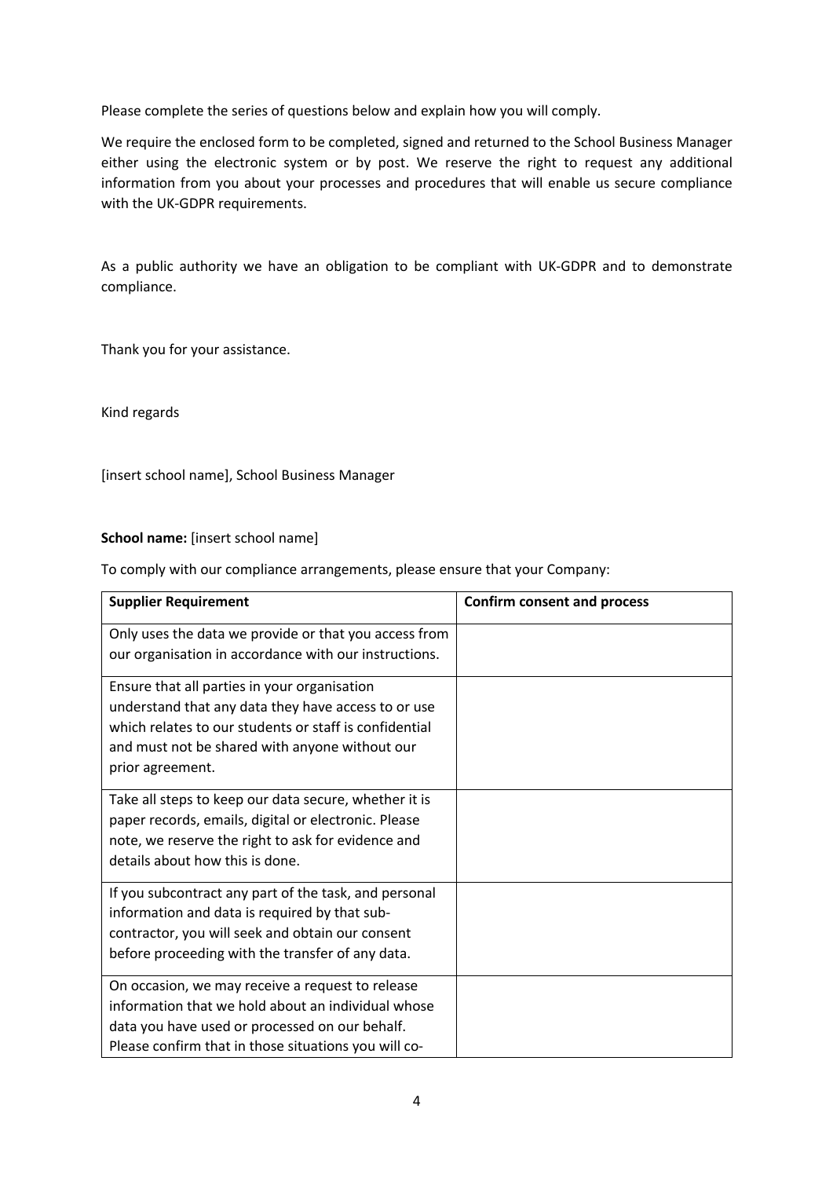Please complete the series of questions below and explain how you will comply.

We require the enclosed form to be completed, signed and returned to the School Business Manager either using the electronic system or by post. We reserve the right to request any additional information from you about your processes and procedures that will enable us secure compliance with the UK-GDPR requirements.

As a public authority we have an obligation to be compliant with UK-GDPR and to demonstrate compliance.

Thank you for your assistance.

Kind regards

[insert school name], School Business Manager

**School name:** [insert school name]

To comply with our compliance arrangements, please ensure that your Company:

| Supplier Requirement | Confirm consent and process |
| --- | --- |
| Only uses the data we provide or that you access from our organisation in accordance with our instructions. | |
| Ensure that all parties in your organisation understand that any data they have access to or use which relates to our students or staff is confidential and must not be shared with anyone without our prior agreement. | |
| Take all steps to keep our data secure, whether it is paper records, emails, digital or electronic. Please note, we reserve the right to ask for evidence and details about how this is done. | |
| If you subcontract any part of the task, and personal information and data is required by that sub-contractor, you will seek and obtain our consent before proceeding with the transfer of any data. | |
| On occasion, we may receive a request to release information that we hold about an individual whose data you have used or processed on our behalf. Please confirm that in those situations you will co- | |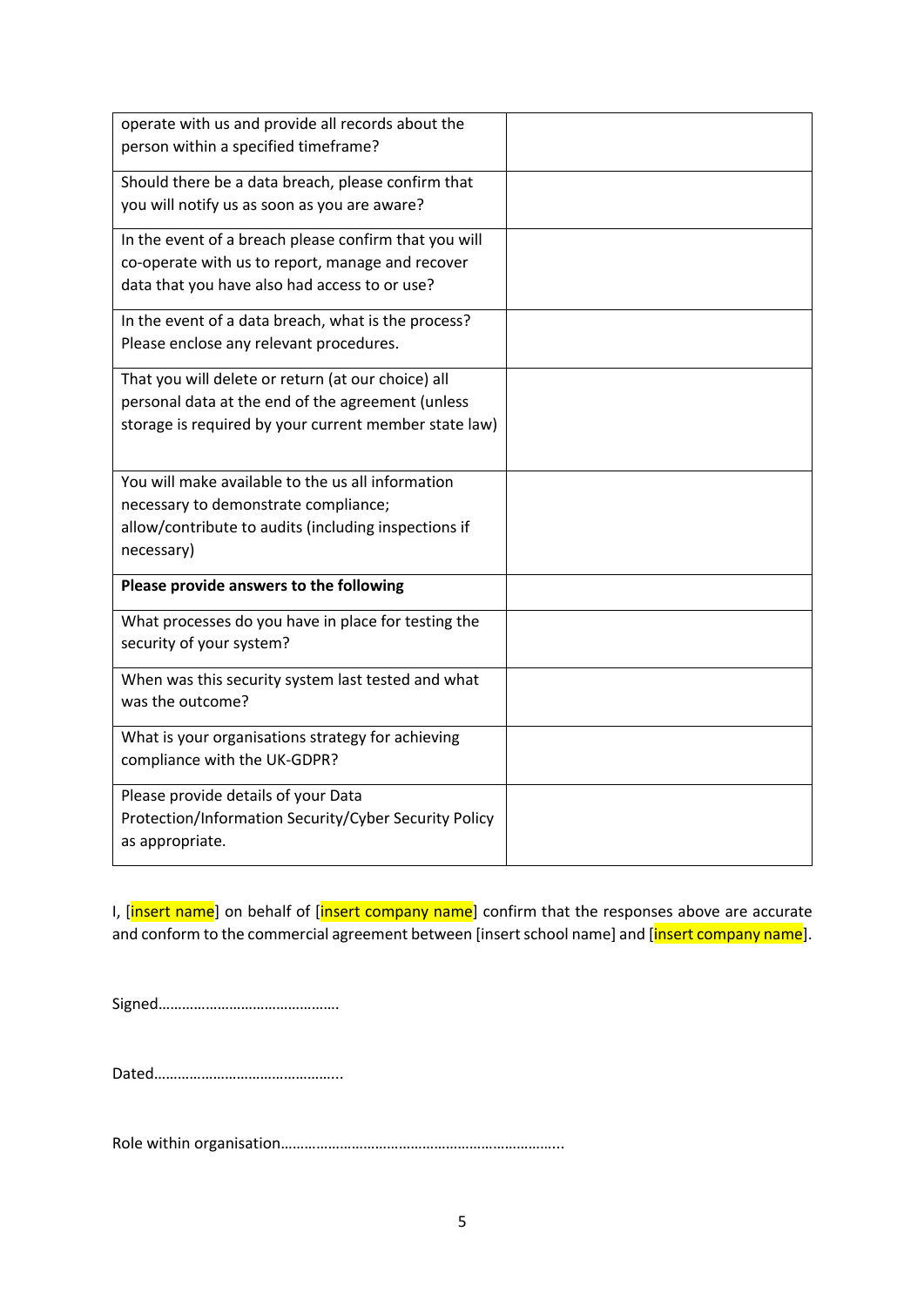| | |
|---|---|
| operate with us and provide all records about the person within a specified timeframe? | |
| Should there be a data breach, please confirm that you will notify us as soon as you are aware? | |
| In the event of a breach please confirm that you will co-operate with us to report, manage and recover data that you have also had access to or use? | |
| In the event of a data breach, what is the process? Please enclose any relevant procedures. | |
| That you will delete or return (at our choice) all personal data at the end of the agreement (unless storage is required by your current member state law) | |
| You will make available to the us all information necessary to demonstrate compliance; allow/contribute to audits (including inspections if necessary) | |
| **Please provide answers to the following** | |
| What processes do you have in place for testing the security of your system? | |
| When was this security system last tested and what was the outcome? | |
| What is your organisations strategy for achieving compliance with the UK-GDPR? | |
| Please provide details of your Data Protection/Information Security/Cyber Security Policy as appropriate. | |

I, [insert name] on behalf of [insert company name] confirm that the responses above are accurate and conform to the commercial agreement between [insert school name] and [insert company name].

Signed……………………………………….

Dated………………………………………..

Role within organisation……………………………………………………………..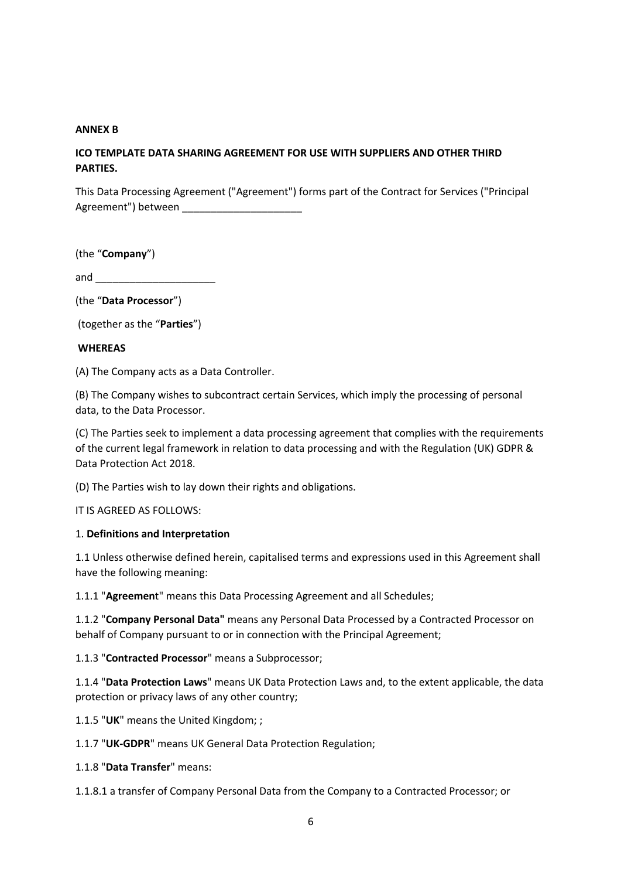**ANNEX B**

**ICO TEMPLATE DATA SHARING AGREEMENT FOR USE WITH SUPPLIERS AND OTHER THIRD PARTIES.**

This Data Processing Agreement ("Agreement") forms part of the Contract for Services ("Principal Agreement") between _____________________

(the "**Company**")

and _____________________

(the "**Data Processor**")

(together as the "**Parties**")

**WHEREAS**

(A) The Company acts as a Data Controller.

(B) The Company wishes to subcontract certain Services, which imply the processing of personal data, to the Data Processor.

(C) The Parties seek to implement a data processing agreement that complies with the requirements of the current legal framework in relation to data processing and with the Regulation (UK) GDPR & Data Protection Act 2018.

(D) The Parties wish to lay down their rights and obligations.

IT IS AGREED AS FOLLOWS:

1. **Definitions and Interpretation**

1.1 Unless otherwise defined herein, capitalised terms and expressions used in this Agreement shall have the following meaning:

1.1.1 "**Agreement**" means this Data Processing Agreement and all Schedules;

1.1.2 "**Company Personal Data"** means any Personal Data Processed by a Contracted Processor on behalf of Company pursuant to or in connection with the Principal Agreement;

1.1.3 "**Contracted Processor**" means a Subprocessor;

1.1.4 "**Data Protection Laws**" means UK Data Protection Laws and, to the extent applicable, the data protection or privacy laws of any other country;

1.1.5 "**UK**" means the United Kingdom; ;

1.1.7 "**UK-GDPR**" means UK General Data Protection Regulation;

1.1.8 "**Data Transfer**" means:

1.1.8.1 a transfer of Company Personal Data from the Company to a Contracted Processor; or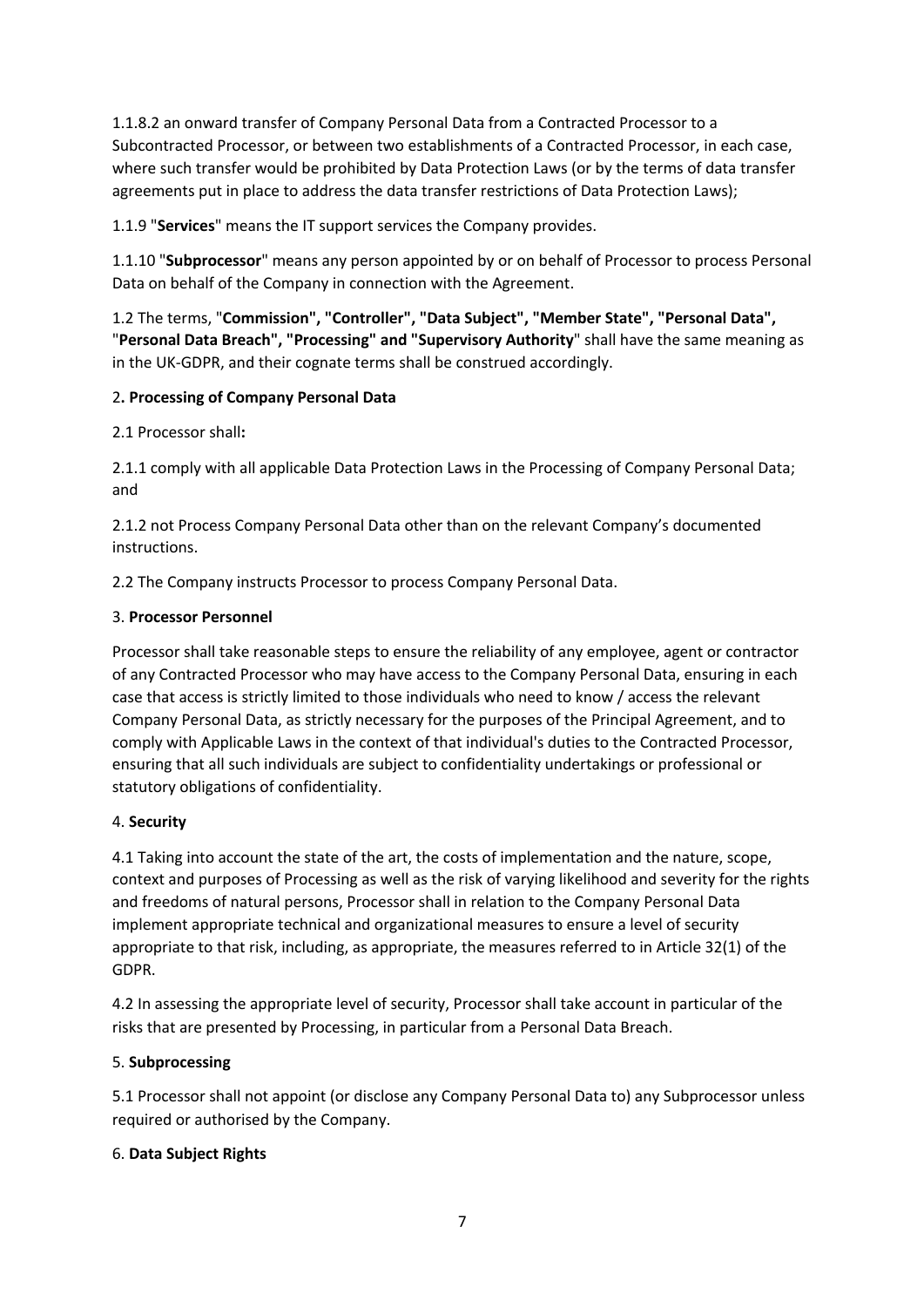1.1.8.2 an onward transfer of Company Personal Data from a Contracted Processor to a Subcontracted Processor, or between two establishments of a Contracted Processor, in each case, where such transfer would be prohibited by Data Protection Laws (or by the terms of data transfer agreements put in place to address the data transfer restrictions of Data Protection Laws);

1.1.9 "**Services**" means the IT support services the Company provides.

1.1.10 "**Subprocessor**" means any person appointed by or on behalf of Processor to process Personal Data on behalf of the Company in connection with the Agreement.

1.2 The terms, "**Commission", "Controller", "Data Subject", "Member State", "Personal Data",** "**Personal Data Breach", "Processing" and "Supervisory Authority**" shall have the same meaning as in the UK-GDPR, and their cognate terms shall be construed accordingly.

2**. Processing of Company Personal Data**

2.1 Processor shall**:**

2.1.1 comply with all applicable Data Protection Laws in the Processing of Company Personal Data; and

2.1.2 not Process Company Personal Data other than on the relevant Company's documented instructions.

2.2 The Company instructs Processor to process Company Personal Data.

3. **Processor Personnel**

Processor shall take reasonable steps to ensure the reliability of any employee, agent or contractor of any Contracted Processor who may have access to the Company Personal Data, ensuring in each case that access is strictly limited to those individuals who need to know / access the relevant Company Personal Data, as strictly necessary for the purposes of the Principal Agreement, and to comply with Applicable Laws in the context of that individual's duties to the Contracted Processor, ensuring that all such individuals are subject to confidentiality undertakings or professional or statutory obligations of confidentiality.

4. **Security**

4.1 Taking into account the state of the art, the costs of implementation and the nature, scope, context and purposes of Processing as well as the risk of varying likelihood and severity for the rights and freedoms of natural persons, Processor shall in relation to the Company Personal Data implement appropriate technical and organizational measures to ensure a level of security appropriate to that risk, including, as appropriate, the measures referred to in Article 32(1) of the GDPR.

4.2 In assessing the appropriate level of security, Processor shall take account in particular of the risks that are presented by Processing, in particular from a Personal Data Breach.

5. **Subprocessing**

5.1 Processor shall not appoint (or disclose any Company Personal Data to) any Subprocessor unless required or authorised by the Company.

6. **Data Subject Rights**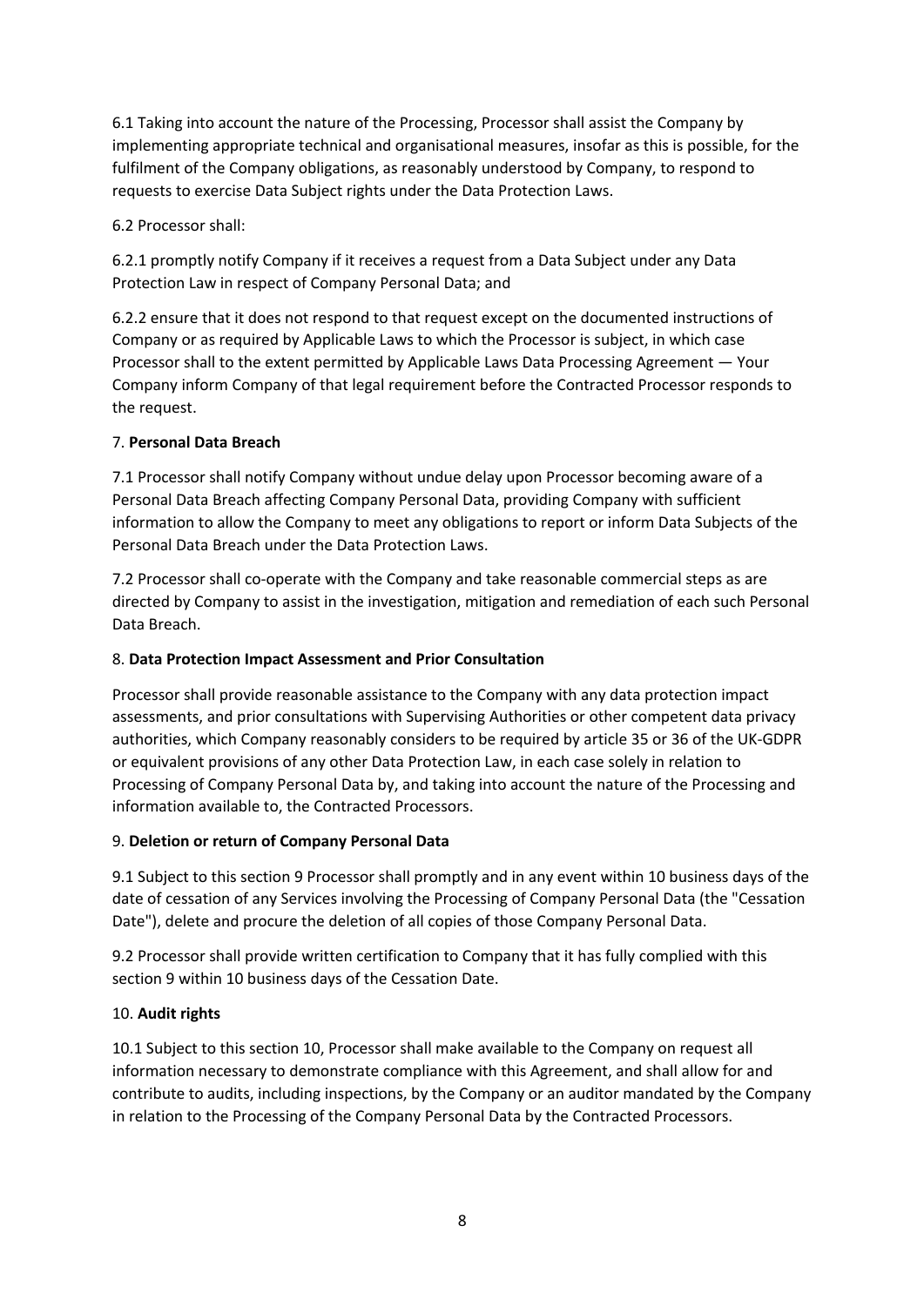6.1 Taking into account the nature of the Processing, Processor shall assist the Company by implementing appropriate technical and organisational measures, insofar as this is possible, for the fulfilment of the Company obligations, as reasonably understood by Company, to respond to requests to exercise Data Subject rights under the Data Protection Laws.

6.2 Processor shall:

6.2.1 promptly notify Company if it receives a request from a Data Subject under any Data Protection Law in respect of Company Personal Data; and

6.2.2 ensure that it does not respond to that request except on the documented instructions of Company or as required by Applicable Laws to which the Processor is subject, in which case Processor shall to the extent permitted by Applicable Laws Data Processing Agreement — Your Company inform Company of that legal requirement before the Contracted Processor responds to the request.

7. **Personal Data Breach**

7.1 Processor shall notify Company without undue delay upon Processor becoming aware of a Personal Data Breach affecting Company Personal Data, providing Company with sufficient information to allow the Company to meet any obligations to report or inform Data Subjects of the Personal Data Breach under the Data Protection Laws.

7.2 Processor shall co-operate with the Company and take reasonable commercial steps as are directed by Company to assist in the investigation, mitigation and remediation of each such Personal Data Breach.

8. **Data Protection Impact Assessment and Prior Consultation**

Processor shall provide reasonable assistance to the Company with any data protection impact assessments, and prior consultations with Supervising Authorities or other competent data privacy authorities, which Company reasonably considers to be required by article 35 or 36 of the UK-GDPR or equivalent provisions of any other Data Protection Law, in each case solely in relation to Processing of Company Personal Data by, and taking into account the nature of the Processing and information available to, the Contracted Processors.

9. **Deletion or return of Company Personal Data**

9.1 Subject to this section 9 Processor shall promptly and in any event within 10 business days of the date of cessation of any Services involving the Processing of Company Personal Data (the "Cessation Date"), delete and procure the deletion of all copies of those Company Personal Data.

9.2 Processor shall provide written certification to Company that it has fully complied with this section 9 within 10 business days of the Cessation Date.

10. **Audit rights**

10.1 Subject to this section 10, Processor shall make available to the Company on request all information necessary to demonstrate compliance with this Agreement, and shall allow for and contribute to audits, including inspections, by the Company or an auditor mandated by the Company in relation to the Processing of the Company Personal Data by the Contracted Processors.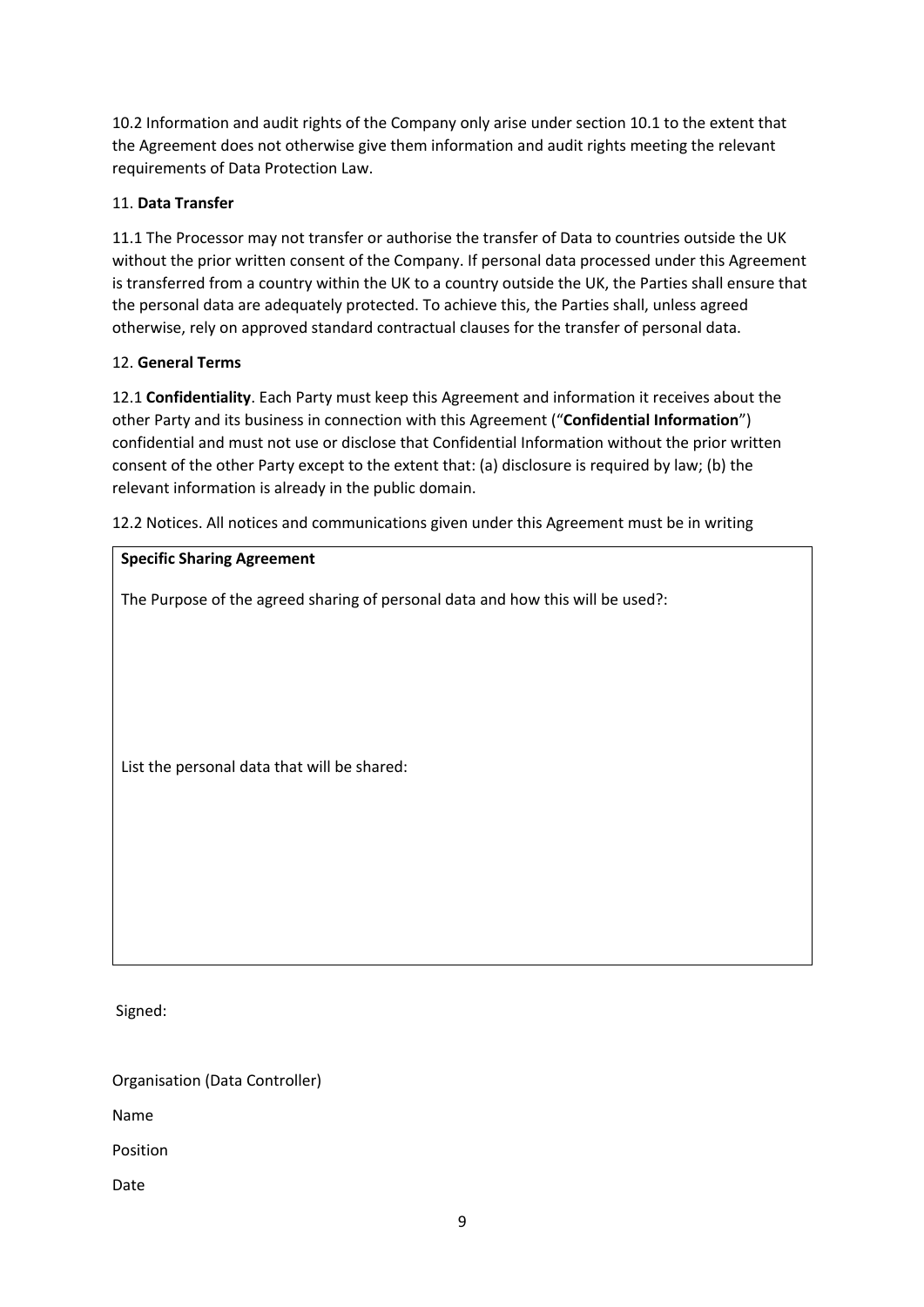10.2 Information and audit rights of the Company only arise under section 10.1 to the extent that the Agreement does not otherwise give them information and audit rights meeting the relevant requirements of Data Protection Law.

11. **Data Transfer**

11.1 The Processor may not transfer or authorise the transfer of Data to countries outside the UK without the prior written consent of the Company. If personal data processed under this Agreement is transferred from a country within the UK to a country outside the UK, the Parties shall ensure that the personal data are adequately protected. To achieve this, the Parties shall, unless agreed otherwise, rely on approved standard contractual clauses for the transfer of personal data.

12. **General Terms**

12.1 **Confidentiality**. Each Party must keep this Agreement and information it receives about the other Party and its business in connection with this Agreement ("**Confidential Information**") confidential and must not use or disclose that Confidential Information without the prior written consent of the other Party except to the extent that: (a) disclosure is required by law; (b) the relevant information is already in the public domain.

12.2 Notices. All notices and communications given under this Agreement must be in writing

| **Specific Sharing Agreement** |
|---|
| The Purpose of the agreed sharing of personal data and how this will be used?: |
| List the personal data that will be shared: |

Signed:

Organisation (Data Controller)

Name

Position

Date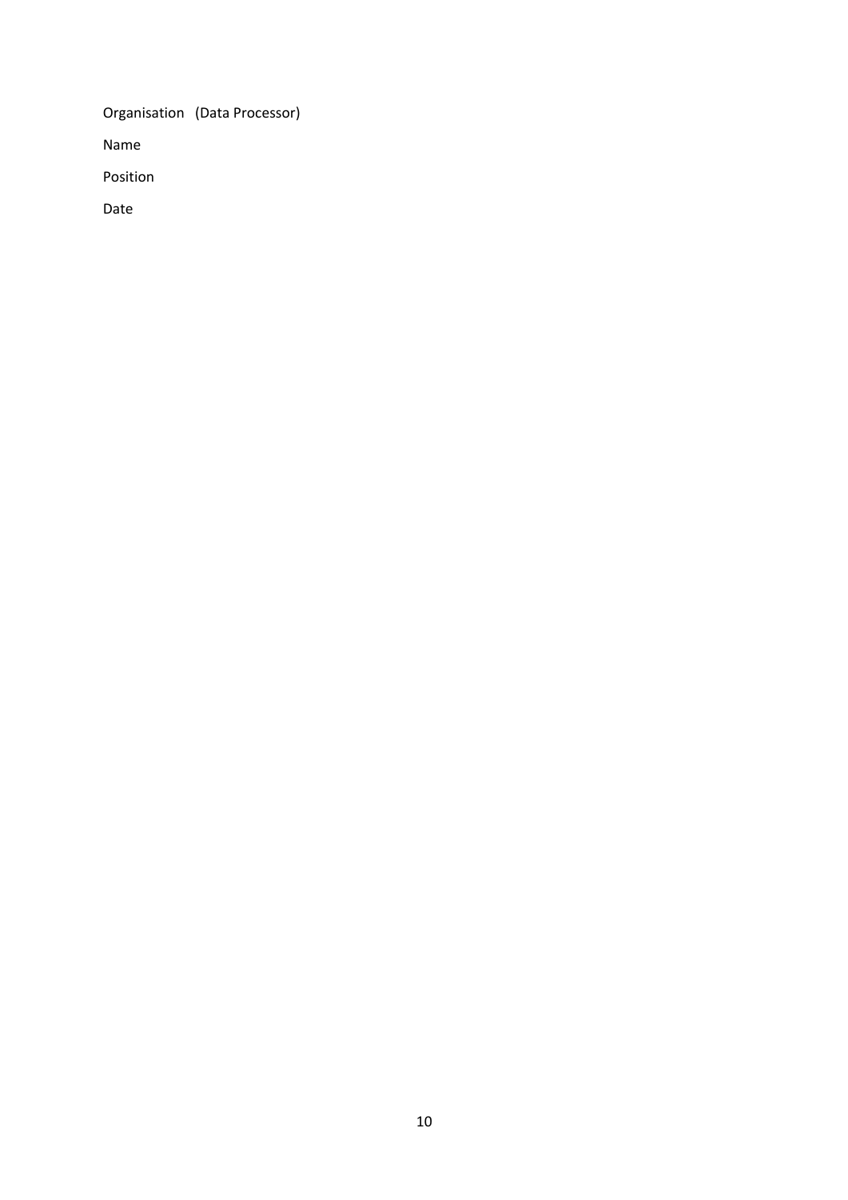Organisation (Data Processor)

Name

Position

Date